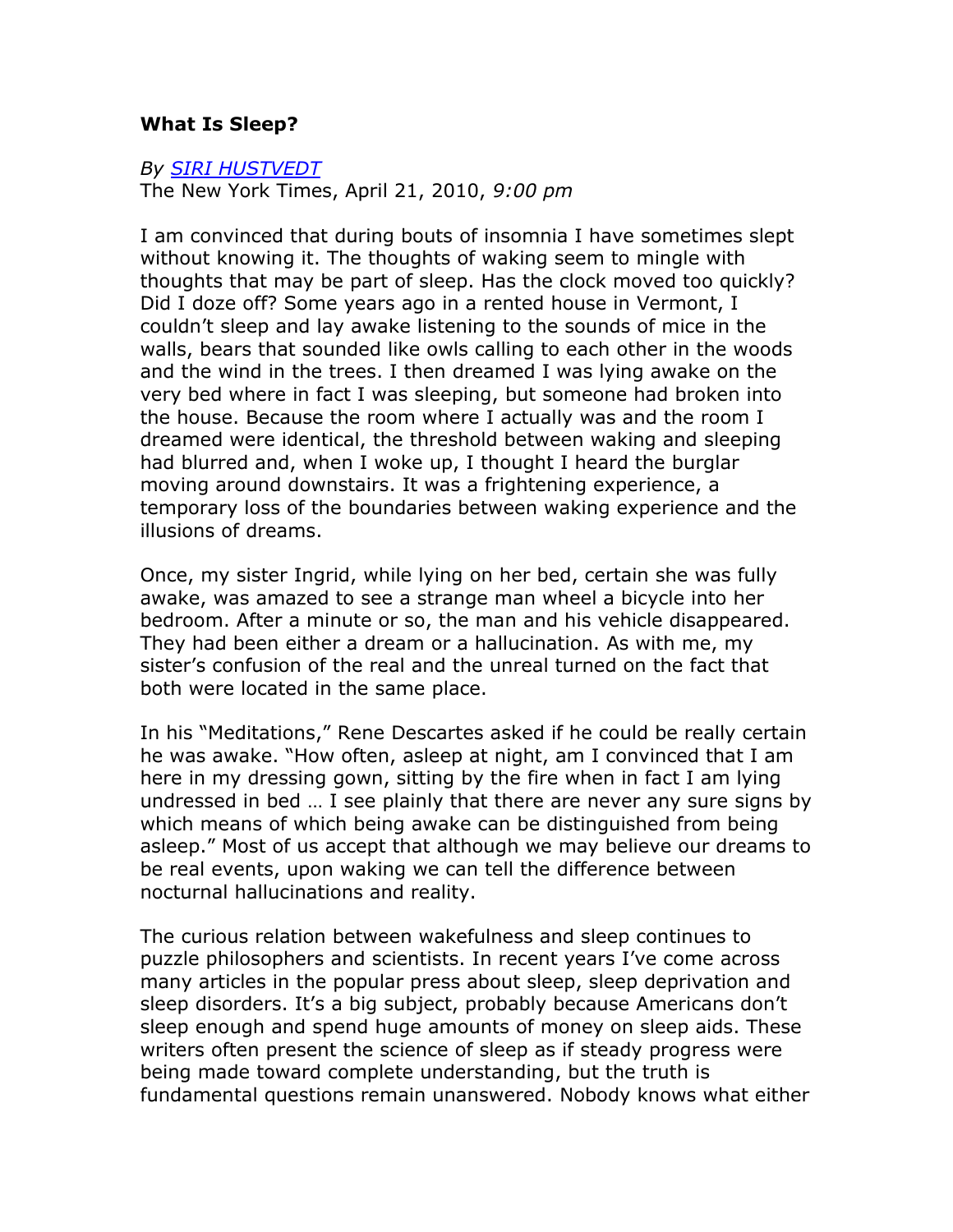**What Is Sleep?**

*By [SIRI HUSTVEDT]*
The New York Times, April 21, 2010, *9:00 pm*

I am convinced that during bouts of insomnia I have sometimes slept without knowing it. The thoughts of waking seem to mingle with thoughts that may be part of sleep. Has the clock moved too quickly? Did I doze off? Some years ago in a rented house in Vermont, I couldn't sleep and lay awake listening to the sounds of mice in the walls, bears that sounded like owls calling to each other in the woods and the wind in the trees. I then dreamed I was lying awake on the very bed where in fact I was sleeping, but someone had broken into the house. Because the room where I actually was and the room I dreamed were identical, the threshold between waking and sleeping had blurred and, when I woke up, I thought I heard the burglar moving around downstairs. It was a frightening experience, a temporary loss of the boundaries between waking experience and the illusions of dreams.

Once, my sister Ingrid, while lying on her bed, certain she was fully awake, was amazed to see a strange man wheel a bicycle into her bedroom. After a minute or so, the man and his vehicle disappeared. They had been either a dream or a hallucination. As with me, my sister's confusion of the real and the unreal turned on the fact that both were located in the same place.

In his "Meditations," Rene Descartes asked if he could be really certain he was awake. "How often, asleep at night, am I convinced that I am here in my dressing gown, sitting by the fire when in fact I am lying undressed in bed … I see plainly that there are never any sure signs by which means of which being awake can be distinguished from being asleep." Most of us accept that although we may believe our dreams to be real events, upon waking we can tell the difference between nocturnal hallucinations and reality.

The curious relation between wakefulness and sleep continues to puzzle philosophers and scientists. In recent years I've come across many articles in the popular press about sleep, sleep deprivation and sleep disorders. It's a big subject, probably because Americans don't sleep enough and spend huge amounts of money on sleep aids. These writers often present the science of sleep as if steady progress were being made toward complete understanding, but the truth is fundamental questions remain unanswered. Nobody knows what either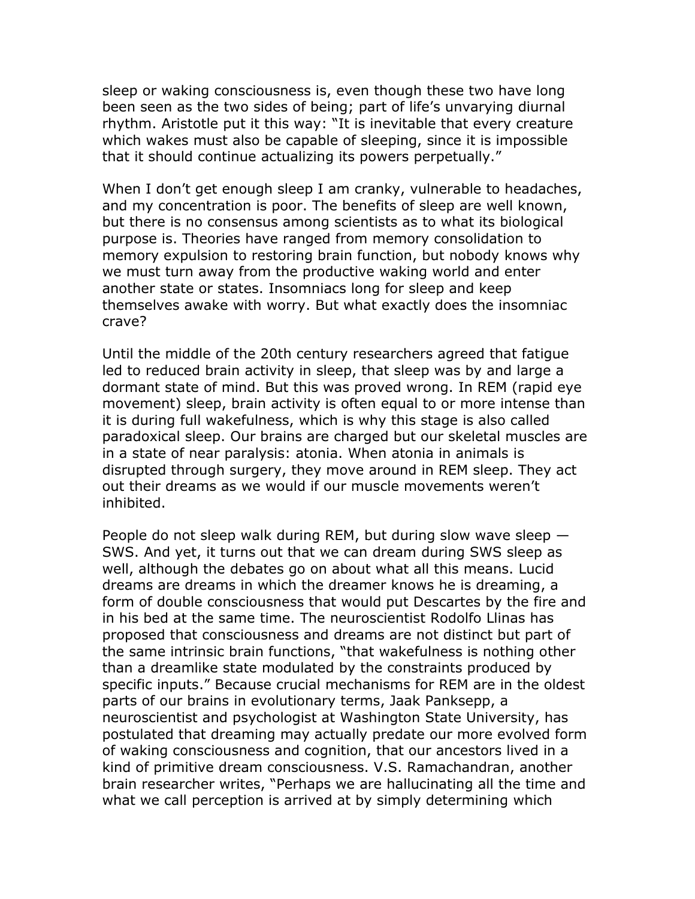sleep or waking consciousness is, even though these two have long been seen as the two sides of being; part of life's unvarying diurnal rhythm. Aristotle put it this way: "It is inevitable that every creature which wakes must also be capable of sleeping, since it is impossible that it should continue actualizing its powers perpetually."

When I don't get enough sleep I am cranky, vulnerable to headaches, and my concentration is poor. The benefits of sleep are well known, but there is no consensus among scientists as to what its biological purpose is. Theories have ranged from memory consolidation to memory expulsion to restoring brain function, but nobody knows why we must turn away from the productive waking world and enter another state or states. Insomniacs long for sleep and keep themselves awake with worry. But what exactly does the insomniac crave?

Until the middle of the 20th century researchers agreed that fatigue led to reduced brain activity in sleep, that sleep was by and large a dormant state of mind. But this was proved wrong. In REM (rapid eye movement) sleep, brain activity is often equal to or more intense than it is during full wakefulness, which is why this stage is also called paradoxical sleep. Our brains are charged but our skeletal muscles are in a state of near paralysis: atonia. When atonia in animals is disrupted through surgery, they move around in REM sleep. They act out their dreams as we would if our muscle movements weren't inhibited.

People do not sleep walk during REM, but during slow wave sleep — SWS. And yet, it turns out that we can dream during SWS sleep as well, although the debates go on about what all this means. Lucid dreams are dreams in which the dreamer knows he is dreaming, a form of double consciousness that would put Descartes by the fire and in his bed at the same time. The neuroscientist Rodolfo Llinas has proposed that consciousness and dreams are not distinct but part of the same intrinsic brain functions, "that wakefulness is nothing other than a dreamlike state modulated by the constraints produced by specific inputs." Because crucial mechanisms for REM are in the oldest parts of our brains in evolutionary terms, Jaak Panksepp, a neuroscientist and psychologist at Washington State University, has postulated that dreaming may actually predate our more evolved form of waking consciousness and cognition, that our ancestors lived in a kind of primitive dream consciousness. V.S. Ramachandran, another brain researcher writes, "Perhaps we are hallucinating all the time and what we call perception is arrived at by simply determining which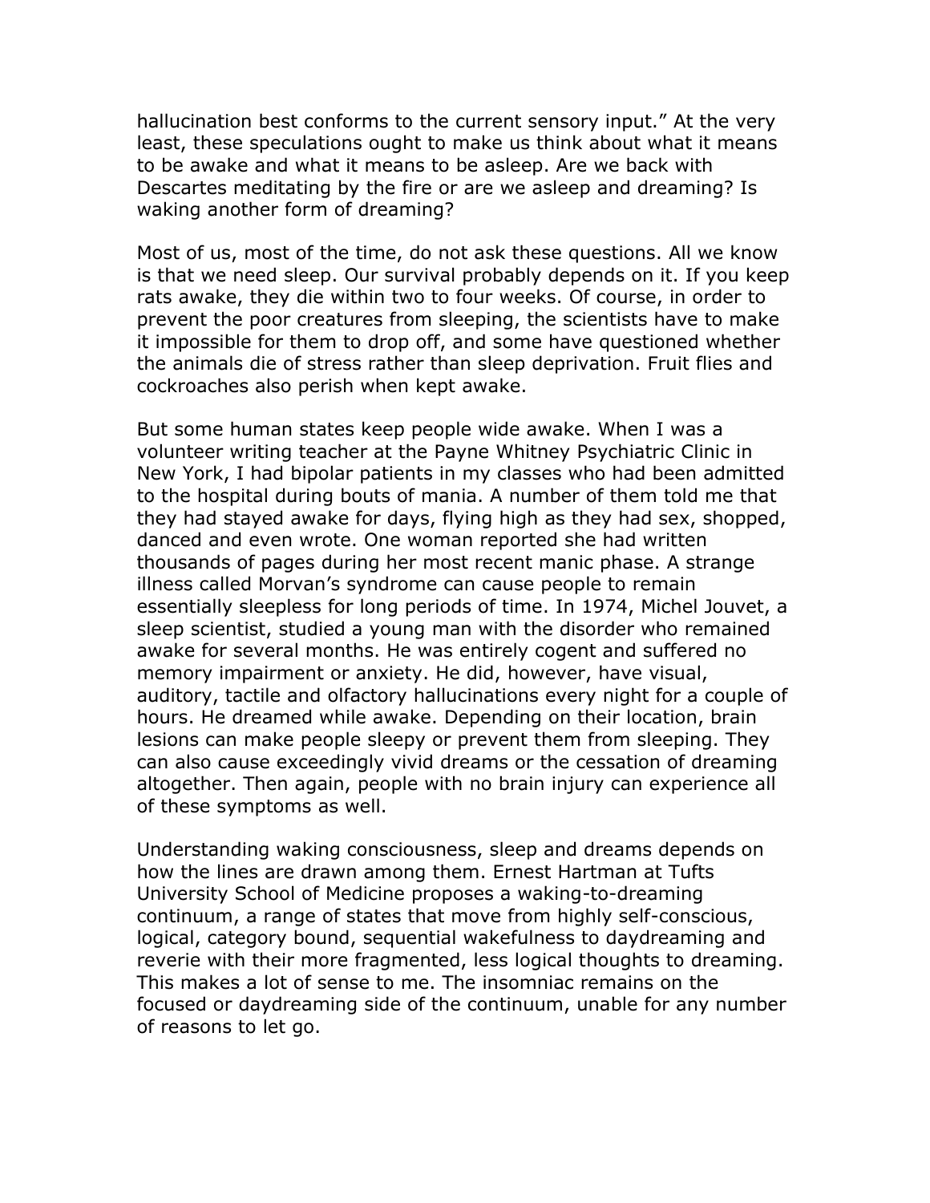hallucination best conforms to the current sensory input." At the very least, these speculations ought to make us think about what it means to be awake and what it means to be asleep. Are we back with Descartes meditating by the fire or are we asleep and dreaming? Is waking another form of dreaming?

Most of us, most of the time, do not ask these questions. All we know is that we need sleep. Our survival probably depends on it. If you keep rats awake, they die within two to four weeks. Of course, in order to prevent the poor creatures from sleeping, the scientists have to make it impossible for them to drop off, and some have questioned whether the animals die of stress rather than sleep deprivation. Fruit flies and cockroaches also perish when kept awake.

But some human states keep people wide awake. When I was a volunteer writing teacher at the Payne Whitney Psychiatric Clinic in New York, I had bipolar patients in my classes who had been admitted to the hospital during bouts of mania. A number of them told me that they had stayed awake for days, flying high as they had sex, shopped, danced and even wrote. One woman reported she had written thousands of pages during her most recent manic phase. A strange illness called Morvan's syndrome can cause people to remain essentially sleepless for long periods of time. In 1974, Michel Jouvet, a sleep scientist, studied a young man with the disorder who remained awake for several months. He was entirely cogent and suffered no memory impairment or anxiety. He did, however, have visual, auditory, tactile and olfactory hallucinations every night for a couple of hours. He dreamed while awake. Depending on their location, brain lesions can make people sleepy or prevent them from sleeping. They can also cause exceedingly vivid dreams or the cessation of dreaming altogether. Then again, people with no brain injury can experience all of these symptoms as well.

Understanding waking consciousness, sleep and dreams depends on how the lines are drawn among them. Ernest Hartman at Tufts University School of Medicine proposes a waking-to-dreaming continuum, a range of states that move from highly self-conscious, logical, category bound, sequential wakefulness to daydreaming and reverie with their more fragmented, less logical thoughts to dreaming. This makes a lot of sense to me. The insomniac remains on the focused or daydreaming side of the continuum, unable for any number of reasons to let go.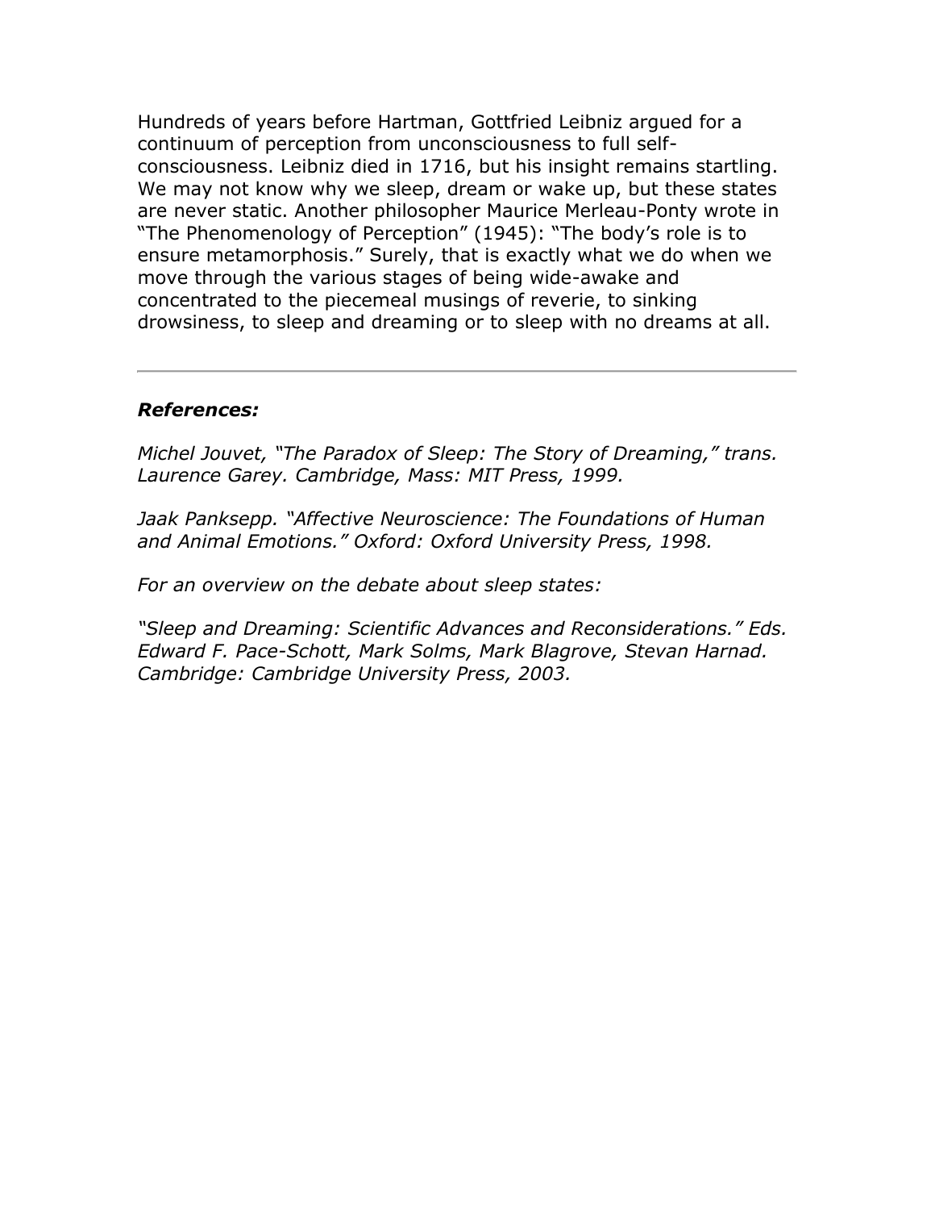Hundreds of years before Hartman, Gottfried Leibniz argued for a continuum of perception from unconsciousness to full self-consciousness. Leibniz died in 1716, but his insight remains startling. We may not know why we sleep, dream or wake up, but these states are never static. Another philosopher Maurice Merleau-Ponty wrote in "The Phenomenology of Perception" (1945): "The body's role is to ensure metamorphosis." Surely, that is exactly what we do when we move through the various stages of being wide-awake and concentrated to the piecemeal musings of reverie, to sinking drowsiness, to sleep and dreaming or to sleep with no dreams at all.

---

***References:***

*Michel Jouvet, "The Paradox of Sleep: The Story of Dreaming," trans. Laurence Garey. Cambridge, Mass: MIT Press, 1999.*

*Jaak Panksepp. "Affective Neuroscience: The Foundations of Human and Animal Emotions." Oxford: Oxford University Press, 1998.*

*For an overview on the debate about sleep states:*

*"Sleep and Dreaming: Scientific Advances and Reconsiderations." Eds. Edward F. Pace-Schott, Mark Solms, Mark Blagrove, Stevan Harnad. Cambridge: Cambridge University Press, 2003.*